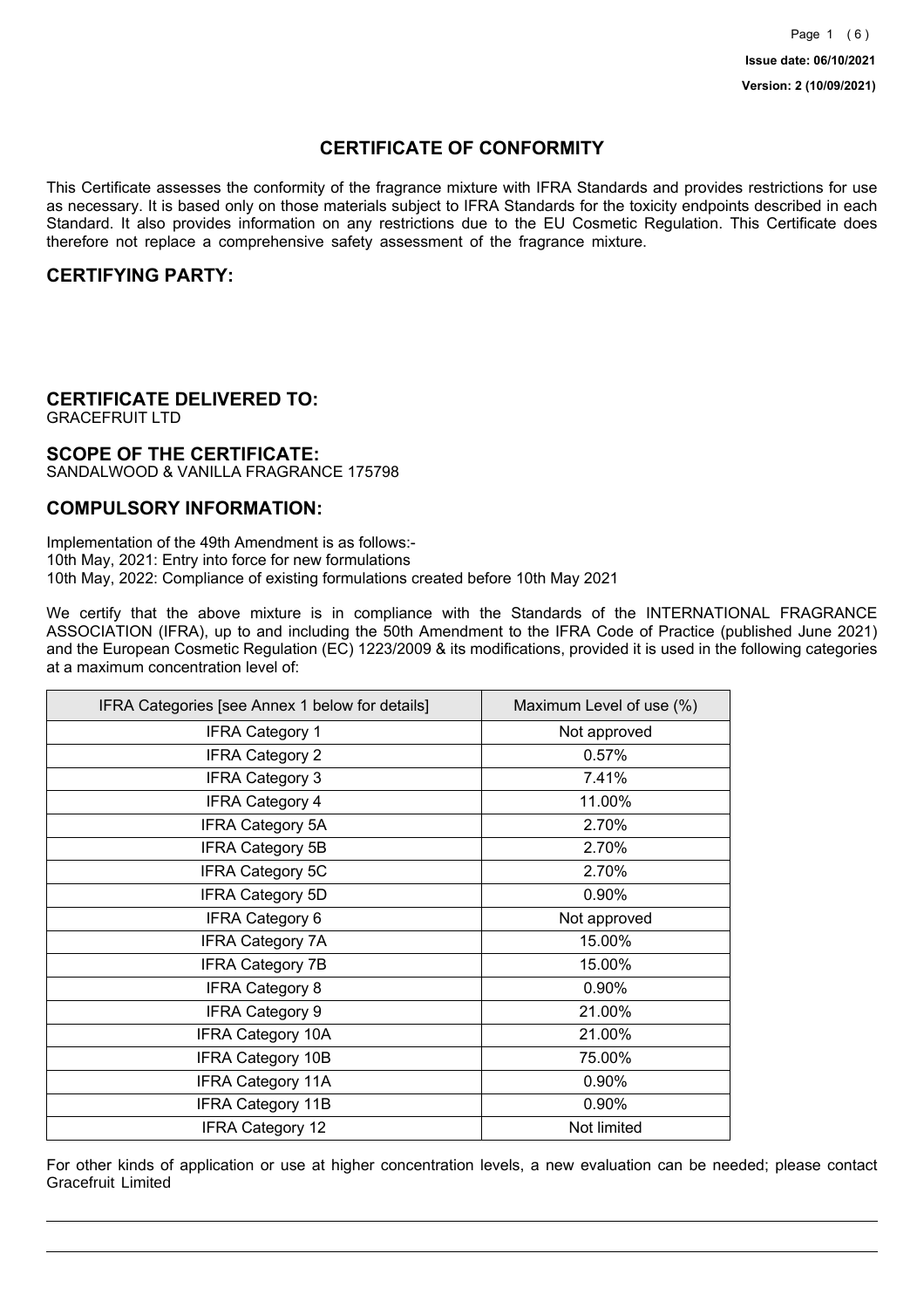**Issue date: 06/10/2021**

**Version: 2 (10/09/2021)**

# CERTIFICATE OF CONFORMITY

This Certificate assesses the conformity of the fragrance mixture with IFRA Standards and provides restrictions for use as necessary. It is based only on those materials subject to IFRA Standards for the toxicity endpoints described in each Standard. It also provides information on any restrictions due to the EU Cosmetic Regulation. This Certificate does therefore not replace a comprehensive safety assessment of the fragrance mixture.

## CERTIFYING PARTY:

## CERTIFICATE DELIVERED TO:

GRACEFRUIT LTD

## SCOPE OF THE CERTIFICATE:

SANDALWOOD & VANILLA FRAGRANCE 175798

## COMPULSORY INFORMATION:

Implementation of the 49th Amendment is as follows:-
10th May, 2021: Entry into force for new formulations
10th May, 2022: Compliance of existing formulations created before 10th May 2021

We certify that the above mixture is in compliance with the Standards of the INTERNATIONAL FRAGRANCE ASSOCIATION (IFRA), up to and including the 50th Amendment to the IFRA Code of Practice (published June 2021) and the European Cosmetic Regulation (EC) 1223/2009 & its modifications, provided it is used in the following categories at a maximum concentration level of:

| IFRA Categories [see Annex 1 below for details] | Maximum Level of use (%) |
| --- | --- |
| IFRA Category 1 | Not approved |
| IFRA Category 2 | 0.57% |
| IFRA Category 3 | 7.41% |
| IFRA Category 4 | 11.00% |
| IFRA Category 5A | 2.70% |
| IFRA Category 5B | 2.70% |
| IFRA Category 5C | 2.70% |
| IFRA Category 5D | 0.90% |
| IFRA Category 6 | Not approved |
| IFRA Category 7A | 15.00% |
| IFRA Category 7B | 15.00% |
| IFRA Category 8 | 0.90% |
| IFRA Category 9 | 21.00% |
| IFRA Category 10A | 21.00% |
| IFRA Category 10B | 75.00% |
| IFRA Category 11A | 0.90% |
| IFRA Category 11B | 0.90% |
| IFRA Category 12 | Not limited |

For other kinds of application or use at higher concentration levels, a new evaluation can be needed; please contact Gracefruit Limited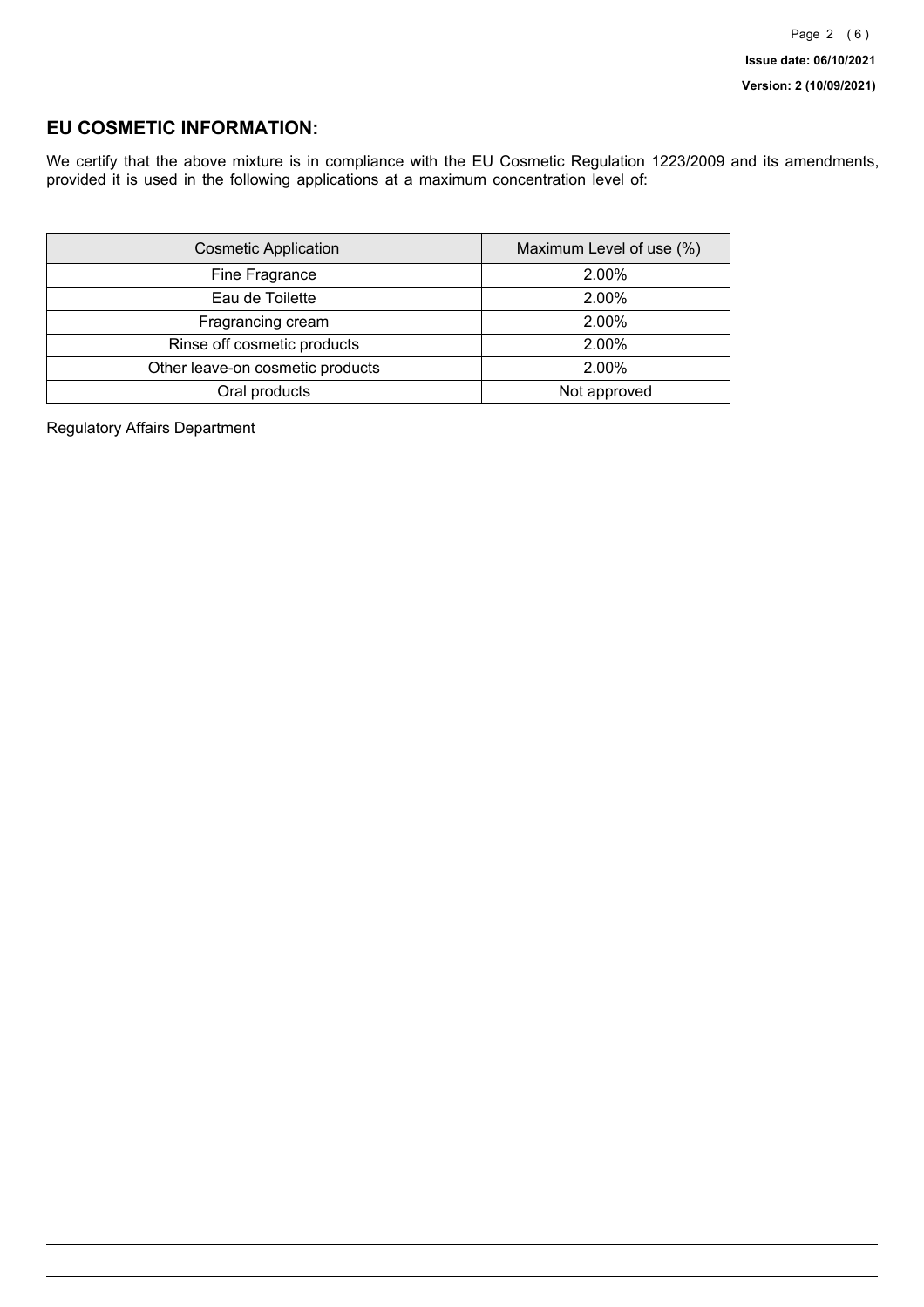## EU COSMETIC INFORMATION:

We certify that the above mixture is in compliance with the EU Cosmetic Regulation 1223/2009 and its amendments, provided it is used in the following applications at a maximum concentration level of:

| Cosmetic Application | Maximum Level of use (%) |
|---|---|
| Fine Fragrance | 2.00% |
| Eau de Toilette | 2.00% |
| Fragrancing cream | 2.00% |
| Rinse off cosmetic products | 2.00% |
| Other leave-on cosmetic products | 2.00% |
| Oral products | Not approved |

Regulatory Affairs Department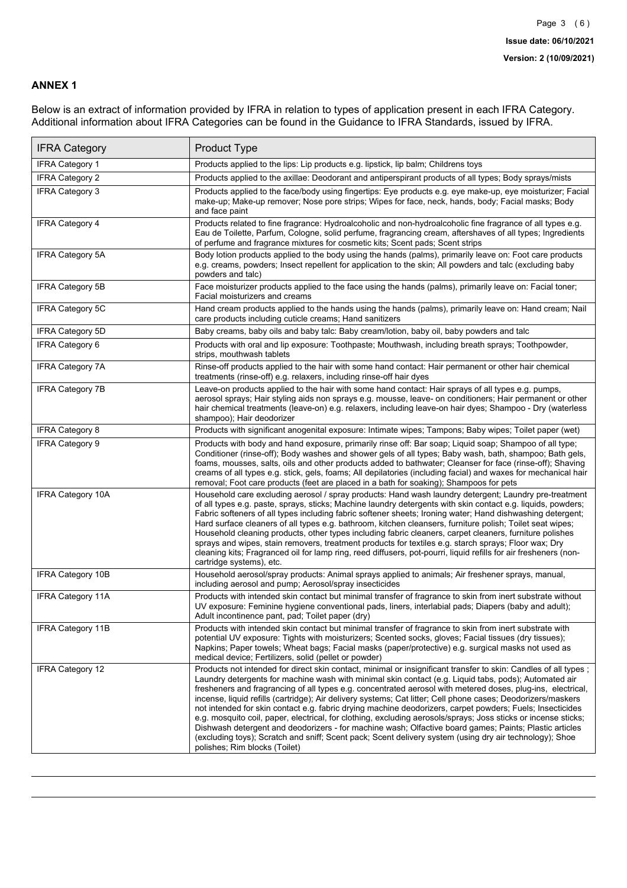## ANNEX 1

Below is an extract of information provided by IFRA in relation to types of application present in each IFRA Category. Additional information about IFRA Categories can be found in the Guidance to IFRA Standards, issued by IFRA.

| IFRA Category | Product Type |
| --- | --- |
| IFRA Category 1 | Products applied to the lips: Lip products e.g. lipstick, lip balm; Childrens toys |
| IFRA Category 2 | Products applied to the axillae: Deodorant and antiperspirant products of all types; Body sprays/mists |
| IFRA Category 3 | Products applied to the face/body using fingertips: Eye products e.g. eye make-up, eye moisturizer; Facial make-up; Make-up remover; Nose pore strips; Wipes for face, neck, hands, body; Facial masks; Body and face paint |
| IFRA Category 4 | Products related to fine fragrance: Hydroalcoholic and non-hydroalcoholic fine fragrance of all types e.g. Eau de Toilette, Parfum, Cologne, solid perfume, fragrancing cream, aftershaves of all types; Ingredients of perfume and fragrance mixtures for cosmetic kits; Scent pads; Scent strips |
| IFRA Category 5A | Body lotion products applied to the body using the hands (palms), primarily leave on: Foot care products e.g. creams, powders; Insect repellent for application to the skin; All powders and talc (excluding baby powders and talc) |
| IFRA Category 5B | Face moisturizer products applied to the face using the hands (palms), primarily leave on: Facial toner; Facial moisturizers and creams |
| IFRA Category 5C | Hand cream products applied to the hands using the hands (palms), primarily leave on: Hand cream; Nail care products including cuticle creams; Hand sanitizers |
| IFRA Category 5D | Baby creams, baby oils and baby talc: Baby cream/lotion, baby oil, baby powders and talc |
| IFRA Category 6 | Products with oral and lip exposure: Toothpaste; Mouthwash, including breath sprays; Toothpowder, strips, mouthwash tablets |
| IFRA Category 7A | Rinse-off products applied to the hair with some hand contact: Hair permanent or other hair chemical treatments (rinse-off) e.g. relaxers, including rinse-off hair dyes |
| IFRA Category 7B | Leave-on products applied to the hair with some hand contact: Hair sprays of all types e.g. pumps, aerosol sprays; Hair styling aids non sprays e.g. mousse, leave- on conditioners; Hair permanent or other hair chemical treatments (leave-on) e.g. relaxers, including leave-on hair dyes; Shampoo - Dry (waterless shampoo); Hair deodorizer |
| IFRA Category 8 | Products with significant anogenital exposure: Intimate wipes; Tampons; Baby wipes; Toilet paper (wet) |
| IFRA Category 9 | Products with body and hand exposure, primarily rinse off: Bar soap; Liquid soap; Shampoo of all type; Conditioner (rinse-off); Body washes and shower gels of all types; Baby wash, bath, shampoo; Bath gels, foams, mousses, salts, oils and other products added to bathwater; Cleanser for face (rinse-off); Shaving creams of all types e.g. stick, gels, foams; All depilatories (including facial) and waxes for mechanical hair removal; Foot care products (feet are placed in a bath for soaking); Shampoos for pets |
| IFRA Category 10A | Household care excluding aerosol / spray products: Hand wash laundry detergent; Laundry pre-treatment of all types e.g. paste, sprays, sticks; Machine laundry detergents with skin contact e.g. liquids, powders; Fabric softeners of all types including fabric softener sheets; Ironing water; Hand dishwashing detergent; Hard surface cleaners of all types e.g. bathroom, kitchen cleansers, furniture polish; Toilet seat wipes; Household cleaning products, other types including fabric cleaners, carpet cleaners, furniture polishes sprays and wipes, stain removers, treatment products for textiles e.g. starch sprays; Floor wax; Dry cleaning kits; Fragranced oil for lamp ring, reed diffusers, pot-pourri, liquid refills for air fresheners (non-cartridge systems), etc. |
| IFRA Category 10B | Household aerosol/spray products: Animal sprays applied to animals; Air freshener sprays, manual, including aerosol and pump; Aerosol/spray insecticides |
| IFRA Category 11A | Products with intended skin contact but minimal transfer of fragrance to skin from inert substrate without UV exposure: Feminine hygiene conventional pads, liners, interlabial pads; Diapers (baby and adult); Adult incontinence pant, pad; Toilet paper (dry) |
| IFRA Category 11B | Products with intended skin contact but minimal transfer of fragrance to skin from inert substrate with potential UV exposure: Tights with moisturizers; Scented socks, gloves; Facial tissues (dry tissues); Napkins; Paper towels; Wheat bags; Facial masks (paper/protective) e.g. surgical masks not used as medical device; Fertilizers, solid (pellet or powder) |
| IFRA Category 12 | Products not intended for direct skin contact, minimal or insignificant transfer to skin: Candles of all types ; Laundry detergents for machine wash with minimal skin contact (e.g. Liquid tabs, pods); Automated air fresheners and fragrancing of all types e.g. concentrated aerosol with metered doses, plug-ins, electrical, incense, liquid refills (cartridge); Air delivery systems; Cat litter; Cell phone cases; Deodorizers/maskers not intended for skin contact e.g. fabric drying machine deodorizers, carpet powders; Fuels; Insecticides e.g. mosquito coil, paper, electrical, for clothing, excluding aerosols/sprays; Joss sticks or incense sticks; Dishwash detergent and deodorizers - for machine wash; Olfactive board games; Paints; Plastic articles (excluding toys); Scratch and sniff; Scent pack; Scent delivery system (using dry air technology); Shoe polishes; Rim blocks (Toilet) |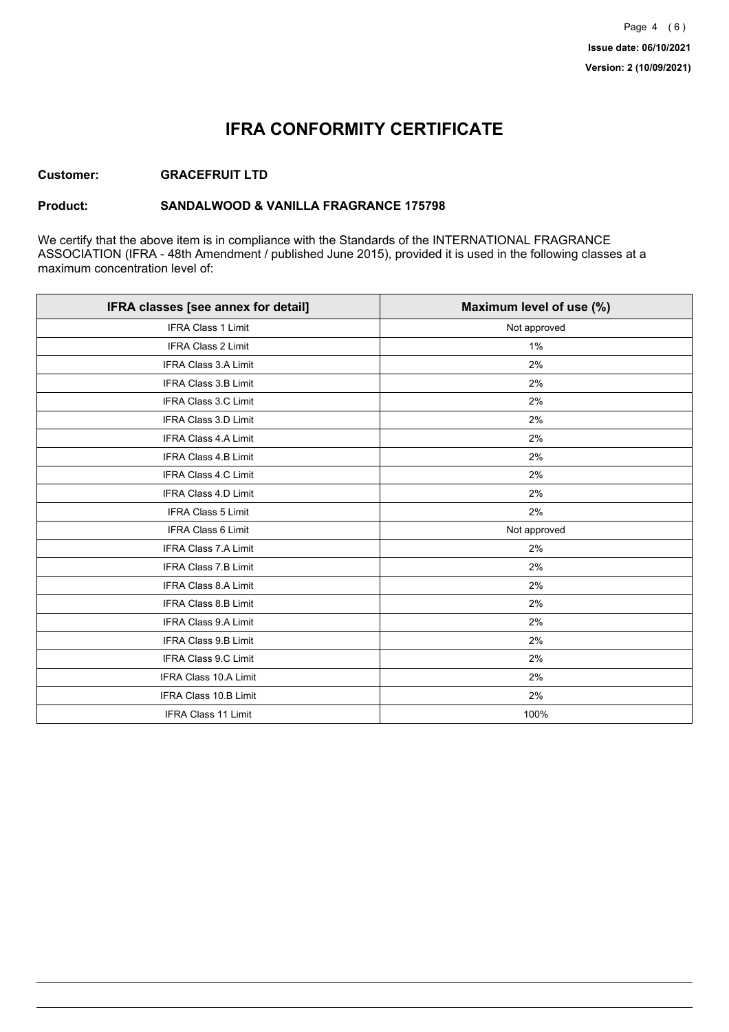# IFRA CONFORMITY CERTIFICATE

**Customer:** **GRACEFRUIT LTD**

**Product:** **SANDALWOOD & VANILLA FRAGRANCE 175798**

We certify that the above item is in compliance with the Standards of the INTERNATIONAL FRAGRANCE ASSOCIATION (IFRA - 48th Amendment / published June 2015), provided it is used in the following classes at a maximum concentration level of:

| IFRA classes [see annex for detail] | Maximum level of use (%) |
|---|---|
| IFRA Class 1 Limit | Not approved |
| IFRA Class 2 Limit | 1% |
| IFRA Class 3.A Limit | 2% |
| IFRA Class 3.B Limit | 2% |
| IFRA Class 3.C Limit | 2% |
| IFRA Class 3.D Limit | 2% |
| IFRA Class 4.A Limit | 2% |
| IFRA Class 4.B Limit | 2% |
| IFRA Class 4.C Limit | 2% |
| IFRA Class 4.D Limit | 2% |
| IFRA Class 5 Limit | 2% |
| IFRA Class 6 Limit | Not approved |
| IFRA Class 7.A Limit | 2% |
| IFRA Class 7.B Limit | 2% |
| IFRA Class 8.A Limit | 2% |
| IFRA Class 8.B Limit | 2% |
| IFRA Class 9.A Limit | 2% |
| IFRA Class 9.B Limit | 2% |
| IFRA Class 9.C Limit | 2% |
| IFRA Class 10.A Limit | 2% |
| IFRA Class 10.B Limit | 2% |
| IFRA Class 11 Limit | 100% |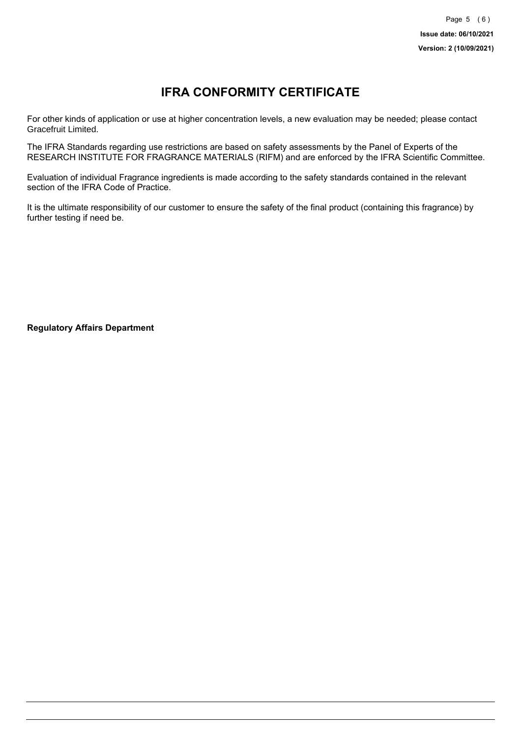# IFRA CONFORMITY CERTIFICATE

For other kinds of application or use at higher concentration levels, a new evaluation may be needed; please contact Gracefruit Limited.

The IFRA Standards regarding use restrictions are based on safety assessments by the Panel of Experts of the RESEARCH INSTITUTE FOR FRAGRANCE MATERIALS (RIFM) and are enforced by the IFRA Scientific Committee.

Evaluation of individual Fragrance ingredients is made according to the safety standards contained in the relevant section of the IFRA Code of Practice.

It is the ultimate responsibility of our customer to ensure the safety of the final product (containing this fragrance) by further testing if need be.

**Regulatory Affairs Department**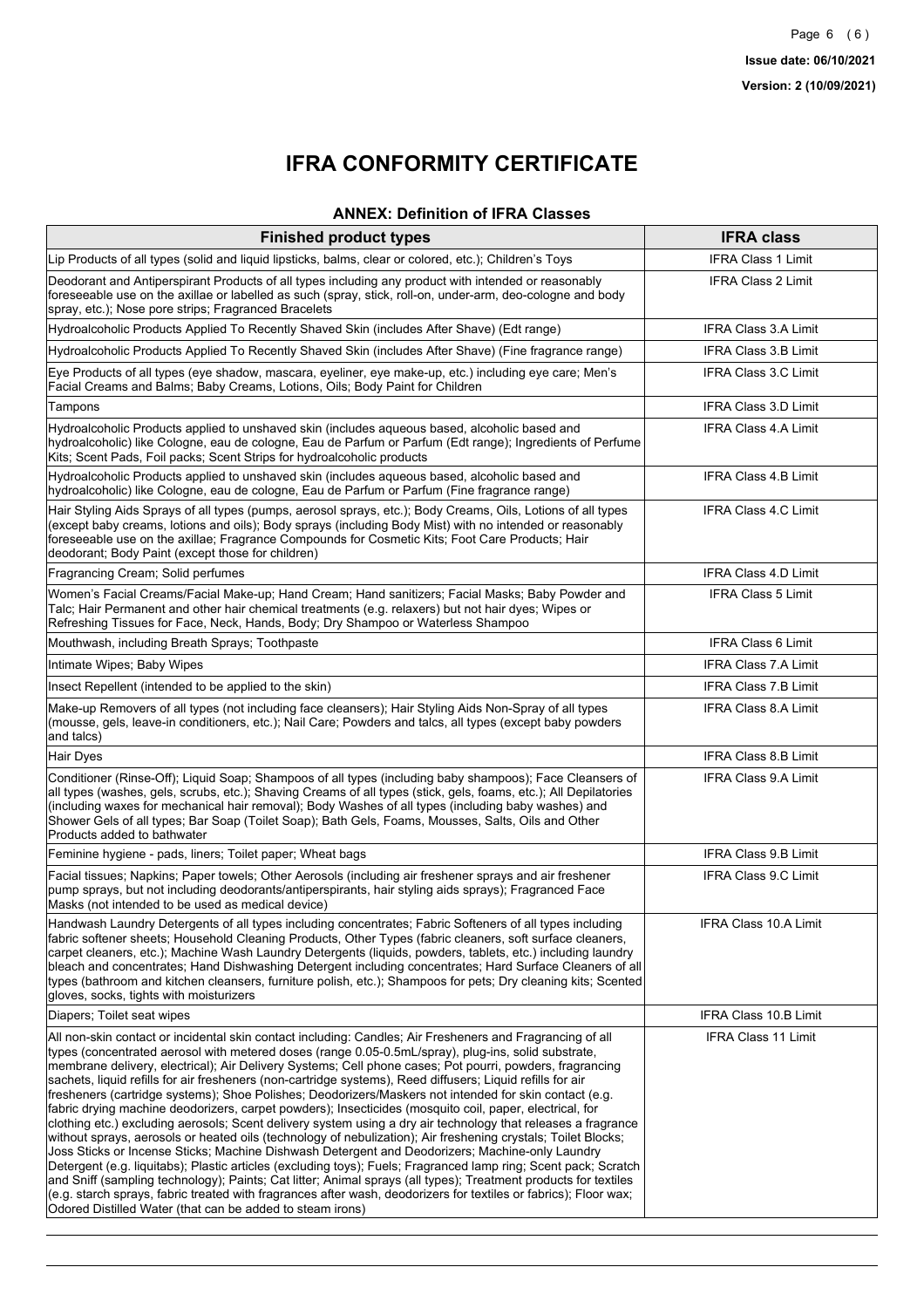**Issue date: 06/10/2021**

**Version: 2 (10/09/2021)**

# IFRA CONFORMITY CERTIFICATE

### ANNEX: Definition of IFRA Classes

| Finished product types | IFRA class |
| --- | --- |
| Lip Products of all types (solid and liquid lipsticks, balms, clear or colored, etc.); Children's Toys | IFRA Class 1 Limit |
| Deodorant and Antiperspirant Products of all types including any product with intended or reasonably foreseeable use on the axillae or labelled as such (spray, stick, roll-on, under-arm, deo-cologne and body spray, etc.); Nose pore strips; Fragranced Bracelets | IFRA Class 2 Limit |
| Hydroalcoholic Products Applied To Recently Shaved Skin (includes After Shave) (Edt range) | IFRA Class 3.A Limit |
| Hydroalcoholic Products Applied To Recently Shaved Skin (includes After Shave) (Fine fragrance range) | IFRA Class 3.B Limit |
| Eye Products of all types (eye shadow, mascara, eyeliner, eye make-up, etc.) including eye care; Men's Facial Creams and Balms; Baby Creams, Lotions, Oils; Body Paint for Children | IFRA Class 3.C Limit |
| Tampons | IFRA Class 3.D Limit |
| Hydroalcoholic Products applied to unshaved skin (includes aqueous based, alcoholic based and hydroalcoholic) like Cologne, eau de cologne, Eau de Parfum or Parfum (Edt range); Ingredients of Perfume Kits; Scent Pads, Foil packs; Scent Strips for hydroalcoholic products | IFRA Class 4.A Limit |
| Hydroalcoholic Products applied to unshaved skin (includes aqueous based, alcoholic based and hydroalcoholic) like Cologne, eau de cologne, Eau de Parfum or Parfum (Fine fragrance range) | IFRA Class 4.B Limit |
| Hair Styling Aids Sprays of all types (pumps, aerosol sprays, etc.); Body Creams, Oils, Lotions of all types (except baby creams, lotions and oils); Body sprays (including Body Mist) with no intended or reasonably foreseeable use on the axillae; Fragrance Compounds for Cosmetic Kits; Foot Care Products; Hair deodorant; Body Paint (except those for children) | IFRA Class 4.C Limit |
| Fragrancing Cream; Solid perfumes | IFRA Class 4.D Limit |
| Women's Facial Creams/Facial Make-up; Hand Cream; Hand sanitizers; Facial Masks; Baby Powder and Talc; Hair Permanent and other hair chemical treatments (e.g. relaxers) but not hair dyes; Wipes or Refreshing Tissues for Face, Neck, Hands, Body; Dry Shampoo or Waterless Shampoo | IFRA Class 5 Limit |
| Mouthwash, including Breath Sprays; Toothpaste | IFRA Class 6 Limit |
| Intimate Wipes; Baby Wipes | IFRA Class 7.A Limit |
| Insect Repellent (intended to be applied to the skin) | IFRA Class 7.B Limit |
| Make-up Removers of all types (not including face cleansers); Hair Styling Aids Non-Spray of all types (mousse, gels, leave-in conditioners, etc.); Nail Care; Powders and talcs, all types (except baby powders and talcs) | IFRA Class 8.A Limit |
| Hair Dyes | IFRA Class 8.B Limit |
| Conditioner (Rinse-Off); Liquid Soap; Shampoos of all types (including baby shampoos); Face Cleansers of all types (washes, gels, scrubs, etc.); Shaving Creams of all types (stick, gels, foams, etc.); All Depilatories (including waxes for mechanical hair removal); Body Washes of all types (including baby washes) and Shower Gels of all types; Bar Soap (Toilet Soap); Bath Gels, Foams, Mousses, Salts, Oils and Other Products added to bathwater | IFRA Class 9.A Limit |
| Feminine hygiene - pads, liners; Toilet paper; Wheat bags | IFRA Class 9.B Limit |
| Facial tissues; Napkins; Paper towels; Other Aerosols (including air freshener sprays and air freshener pump sprays, but not including deodorants/antiperspirants, hair styling aids sprays); Fragranced Face Masks (not intended to be used as medical device) | IFRA Class 9.C Limit |
| Handwash Laundry Detergents of all types including concentrates; Fabric Softeners of all types including fabric softener sheets; Household Cleaning Products, Other Types (fabric cleaners, soft surface cleaners, carpet cleaners, etc.); Machine Wash Laundry Detergents (liquids, powders, tablets, etc.) including laundry bleach and concentrates; Hand Dishwashing Detergent including concentrates; Hard Surface Cleaners of all types (bathroom and kitchen cleansers, furniture polish, etc.); Shampoos for pets; Dry cleaning kits; Scented gloves, socks, tights with moisturizers | IFRA Class 10.A Limit |
| Diapers; Toilet seat wipes | IFRA Class 10.B Limit |
| All non-skin contact or incidental skin contact including: Candles; Air Fresheners and Fragrancing of all types (concentrated aerosol with metered doses (range 0.05-0.5mL/spray), plug-ins, solid substrate, membrane delivery, electrical); Air Delivery Systems; Cell phone cases; Pot pourri, powders, fragrancing sachets, liquid refills for air fresheners (non-cartridge systems), Reed diffusers; Liquid refills for air fresheners (cartridge systems); Shoe Polishes; Deodorizers/Maskers not intended for skin contact (e.g. fabric drying machine deodorizers, carpet powders); Insecticides (mosquito coil, paper, electrical, for clothing etc.) excluding aerosols; Scent delivery system using a dry air technology that releases a fragrance without sprays, aerosols or heated oils (technology of nebulization); Air freshening crystals; Toilet Blocks; Joss Sticks or Incense Sticks; Machine Dishwash Detergent and Deodorizers; Machine-only Laundry Detergent (e.g. liquitabs); Plastic articles (excluding toys); Fuels; Fragranced lamp ring; Scent pack; Scratch and Sniff (sampling technology); Paints; Cat litter; Animal sprays (all types); Treatment products for textiles (e.g. starch sprays, fabric treated with fragrances after wash, deodorizers for textiles or fabrics); Floor wax; Odored Distilled Water (that can be added to steam irons) | IFRA Class 11 Limit |